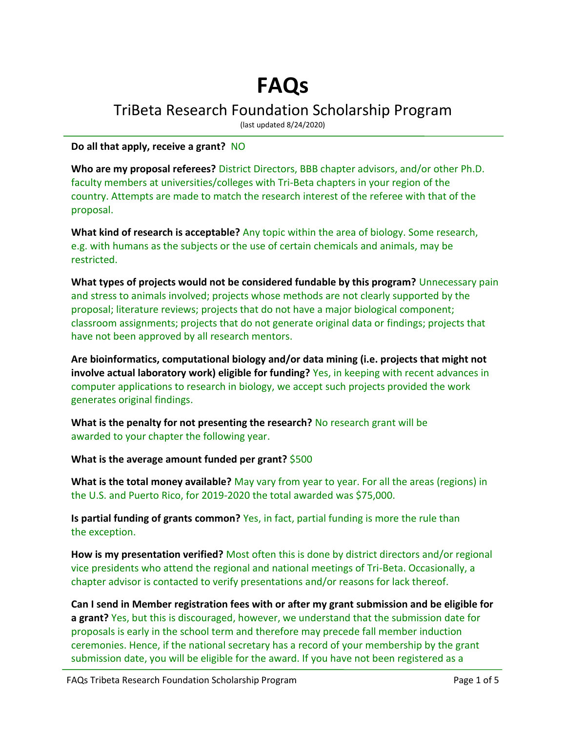# FAQs

## TriBeta Research Foundation Scholarship Program

(last updated 8/24/2020)

**Do all that apply, receive a grant?** NO

**Who are my proposal referees?** District Directors, BBB chapter advisors, and/or other Ph.D. faculty members at universities/colleges with Tri-Beta chapters in your region of the country. Attempts are made to match the research interest of the referee with that of the proposal.

**What kind of research is acceptable?** Any topic within the area of biology. Some research, e.g. with humans as the subjects or the use of certain chemicals and animals, may be restricted.

**What types of projects would not be considered fundable by this program?** Unnecessary pain and stress to animals involved; projects whose methods are not clearly supported by the proposal; literature reviews; projects that do not have a major biological component; classroom assignments; projects that do not generate original data or findings; projects that have not been approved by all research mentors.

**Are bioinformatics, computational biology and/or data mining (i.e. projects that might not involve actual laboratory work) eligible for funding?** Yes, in keeping with recent advances in computer applications to research in biology, we accept such projects provided the work generates original findings.

**What is the penalty for not presenting the research?** No research grant will be awarded to your chapter the following year.

**What is the average amount funded per grant?** $500

**What is the total money available?** May vary from year to year. For all the areas (regions) in the U.S. and Puerto Rico, for 2019-2020 the total awarded was $75,000.

**Is partial funding of grants common?** Yes, in fact, partial funding is more the rule than the exception.

**How is my presentation verified?** Most often this is done by district directors and/or regional vice presidents who attend the regional and national meetings of Tri-Beta. Occasionally, a chapter advisor is contacted to verify presentations and/or reasons for lack thereof.

**Can I send in Member registration fees with or after my grant submission and be eligible for a grant?** Yes, but this is discouraged, however, we understand that the submission date for proposals is early in the school term and therefore may precede fall member induction ceremonies. Hence, if the national secretary has a record of your membership by the grant submission date, you will be eligible for the award. If you have not been registered as a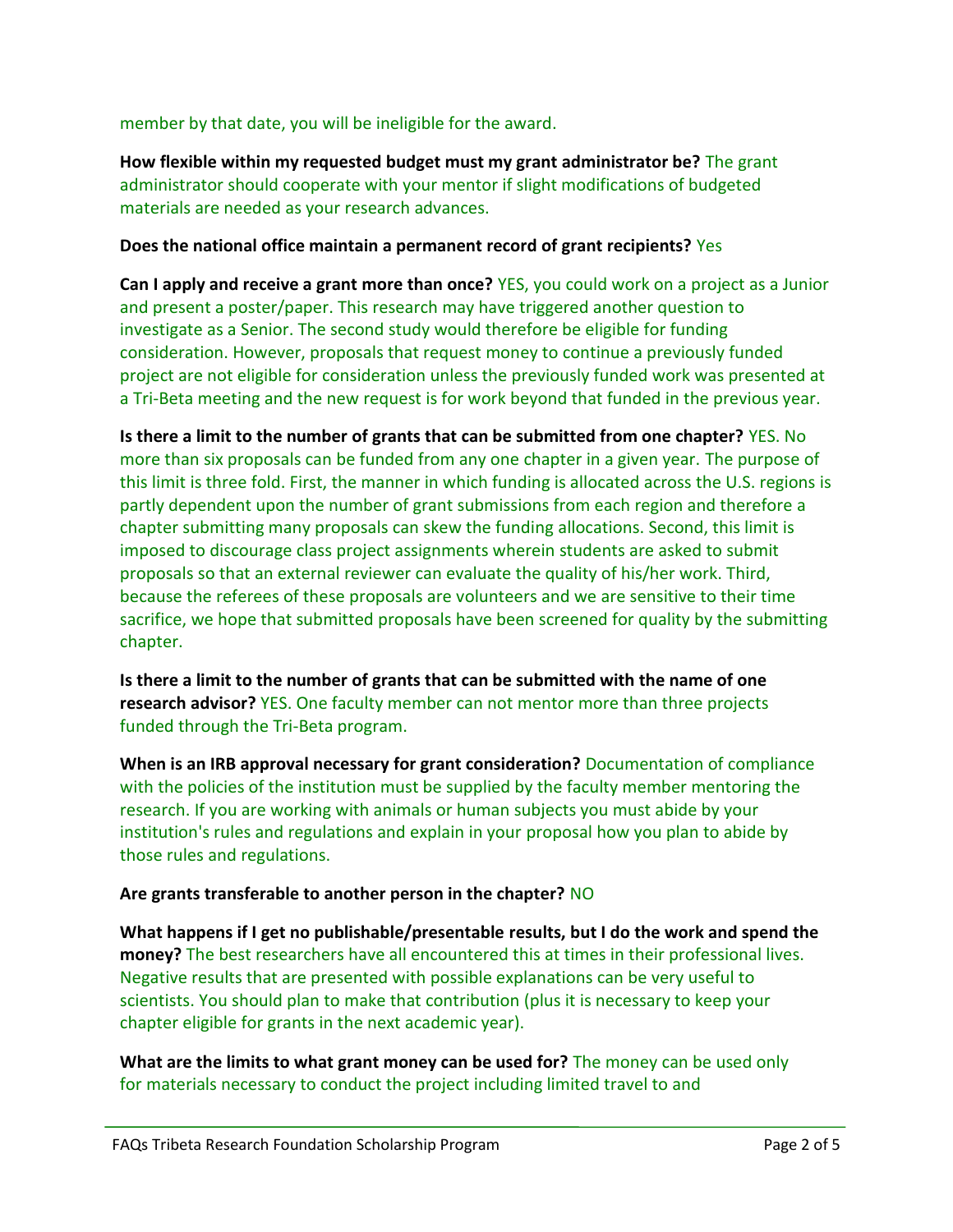member by that date, you will be ineligible for the award.

**How flexible within my requested budget must my grant administrator be?** The grant administrator should cooperate with your mentor if slight modifications of budgeted materials are needed as your research advances.

**Does the national office maintain a permanent record of grant recipients?** Yes

**Can I apply and receive a grant more than once?** YES, you could work on a project as a Junior and present a poster/paper. This research may have triggered another question to investigate as a Senior. The second study would therefore be eligible for funding consideration. However, proposals that request money to continue a previously funded project are not eligible for consideration unless the previously funded work was presented at a Tri-Beta meeting and the new request is for work beyond that funded in the previous year.

**Is there a limit to the number of grants that can be submitted from one chapter?** YES. No more than six proposals can be funded from any one chapter in a given year. The purpose of this limit is three fold. First, the manner in which funding is allocated across the U.S. regions is partly dependent upon the number of grant submissions from each region and therefore a chapter submitting many proposals can skew the funding allocations. Second, this limit is imposed to discourage class project assignments wherein students are asked to submit proposals so that an external reviewer can evaluate the quality of his/her work. Third, because the referees of these proposals are volunteers and we are sensitive to their time sacrifice, we hope that submitted proposals have been screened for quality by the submitting chapter.

**Is there a limit to the number of grants that can be submitted with the name of one research advisor?** YES. One faculty member can not mentor more than three projects funded through the Tri-Beta program.

**When is an IRB approval necessary for grant consideration?** Documentation of compliance with the policies of the institution must be supplied by the faculty member mentoring the research. If you are working with animals or human subjects you must abide by your institution's rules and regulations and explain in your proposal how you plan to abide by those rules and regulations.

**Are grants transferable to another person in the chapter?** NO

**What happens if I get no publishable/presentable results, but I do the work and spend the money?** The best researchers have all encountered this at times in their professional lives. Negative results that are presented with possible explanations can be very useful to scientists. You should plan to make that contribution (plus it is necessary to keep your chapter eligible for grants in the next academic year).

**What are the limits to what grant money can be used for?** The money can be used only for materials necessary to conduct the project including limited travel to and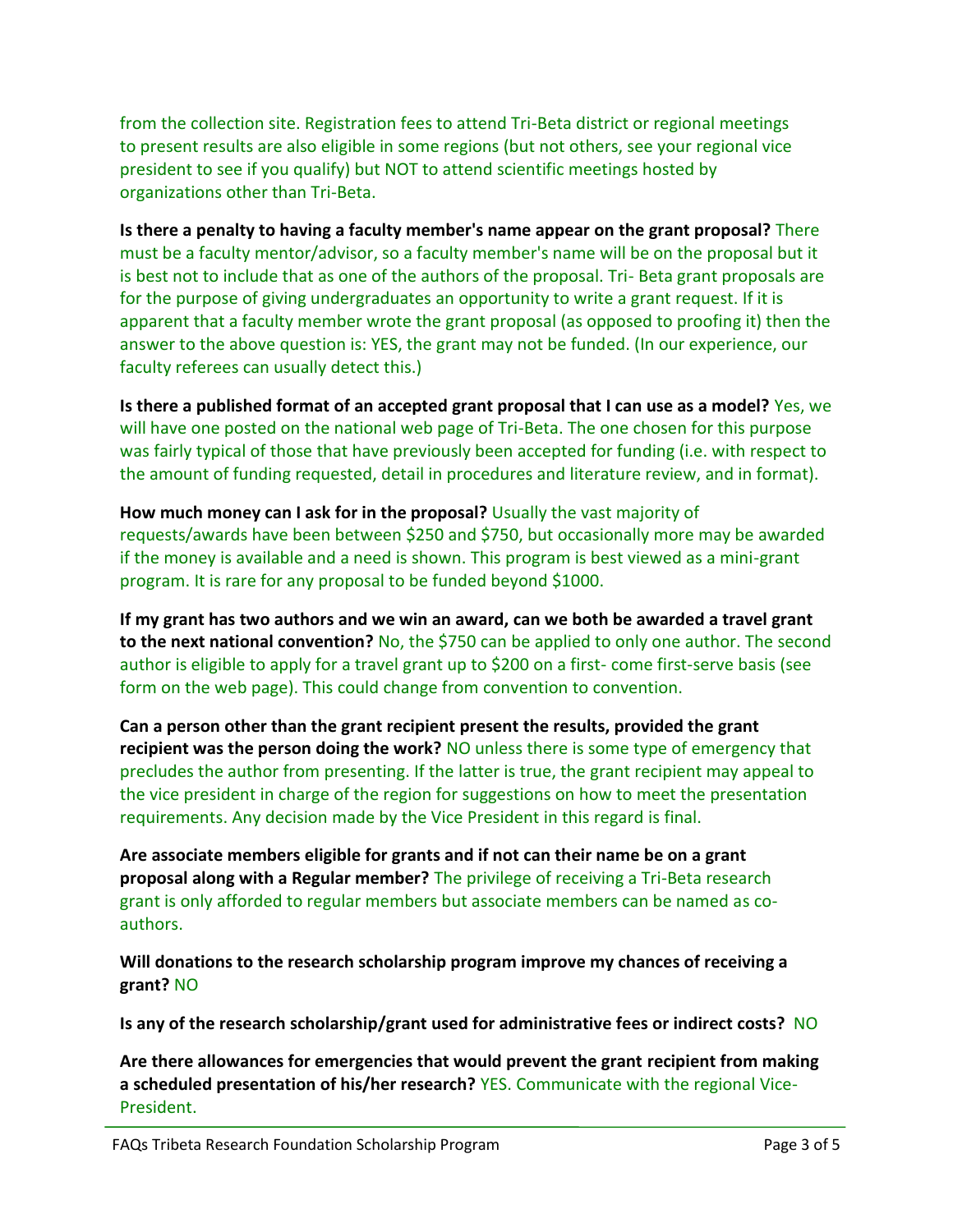from the collection site. Registration fees to attend Tri-Beta district or regional meetings to present results are also eligible in some regions (but not others, see your regional vice president to see if you qualify) but NOT to attend scientific meetings hosted by organizations other than Tri-Beta.

**Is there a penalty to having a faculty member's name appear on the grant proposal?** There must be a faculty mentor/advisor, so a faculty member's name will be on the proposal but it is best not to include that as one of the authors of the proposal. Tri- Beta grant proposals are for the purpose of giving undergraduates an opportunity to write a grant request. If it is apparent that a faculty member wrote the grant proposal (as opposed to proofing it) then the answer to the above question is: YES, the grant may not be funded. (In our experience, our faculty referees can usually detect this.)

**Is there a published format of an accepted grant proposal that I can use as a model?** Yes, we will have one posted on the national web page of Tri-Beta. The one chosen for this purpose was fairly typical of those that have previously been accepted for funding (i.e. with respect to the amount of funding requested, detail in procedures and literature review, and in format).

**How much money can I ask for in the proposal?** Usually the vast majority of requests/awards have been between $250 and $750, but occasionally more may be awarded if the money is available and a need is shown. This program is best viewed as a mini-grant program. It is rare for any proposal to be funded beyond $1000.

**If my grant has two authors and we win an award, can we both be awarded a travel grant to the next national convention?** No, the $750 can be applied to only one author. The second author is eligible to apply for a travel grant up to $200 on a first- come first-serve basis (see form on the web page). This could change from convention to convention.

**Can a person other than the grant recipient present the results, provided the grant recipient was the person doing the work?** NO unless there is some type of emergency that precludes the author from presenting. If the latter is true, the grant recipient may appeal to the vice president in charge of the region for suggestions on how to meet the presentation requirements. Any decision made by the Vice President in this regard is final.

**Are associate members eligible for grants and if not can their name be on a grant proposal along with a Regular member?** The privilege of receiving a Tri-Beta research grant is only afforded to regular members but associate members can be named as co-authors.

**Will donations to the research scholarship program improve my chances of receiving a grant?** NO

**Is any of the research scholarship/grant used for administrative fees or indirect costs?** NO

**Are there allowances for emergencies that would prevent the grant recipient from making a scheduled presentation of his/her research?** YES. Communicate with the regional Vice-President.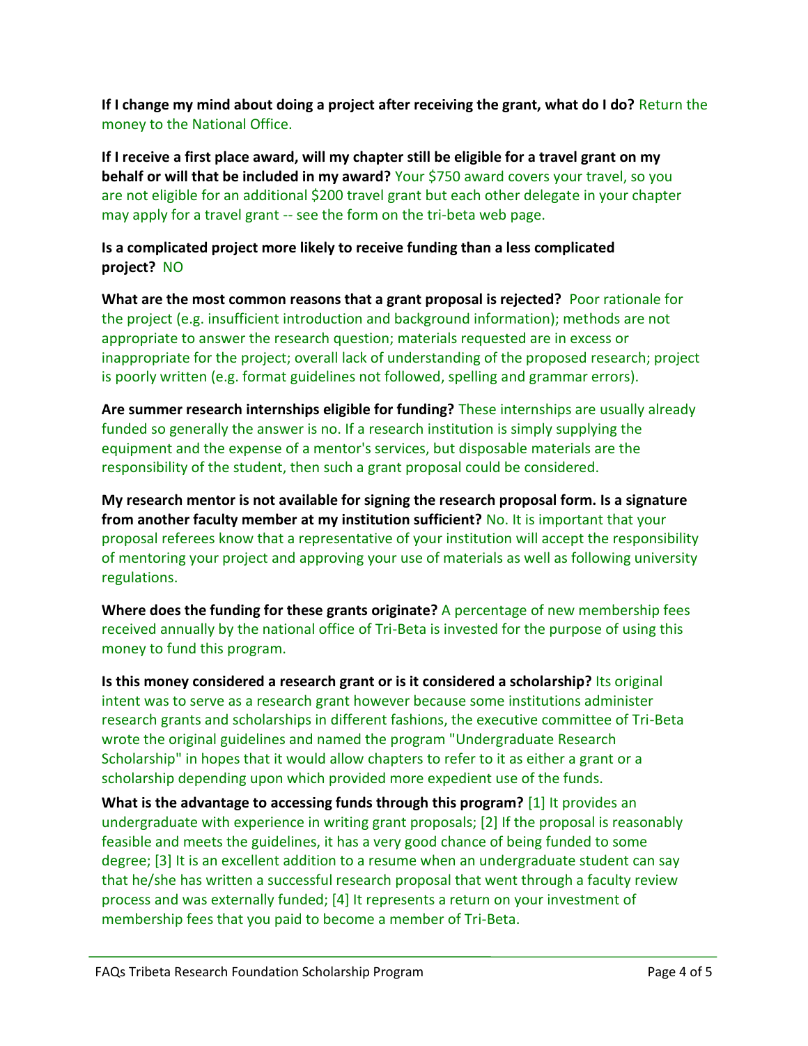**If I change my mind about doing a project after receiving the grant, what do I do?** Return the money to the National Office.

**If I receive a first place award, will my chapter still be eligible for a travel grant on my behalf or will that be included in my award?** Your $750 award covers your travel, so you are not eligible for an additional $200 travel grant but each other delegate in your chapter may apply for a travel grant -- see the form on the tri-beta web page.

**Is a complicated project more likely to receive funding than a less complicated project?** NO

**What are the most common reasons that a grant proposal is rejected?** Poor rationale for the project (e.g. insufficient introduction and background information); methods are not appropriate to answer the research question; materials requested are in excess or inappropriate for the project; overall lack of understanding of the proposed research; project is poorly written (e.g. format guidelines not followed, spelling and grammar errors).

**Are summer research internships eligible for funding?** These internships are usually already funded so generally the answer is no. If a research institution is simply supplying the equipment and the expense of a mentor's services, but disposable materials are the responsibility of the student, then such a grant proposal could be considered.

**My research mentor is not available for signing the research proposal form. Is a signature from another faculty member at my institution sufficient?** No. It is important that your proposal referees know that a representative of your institution will accept the responsibility of mentoring your project and approving your use of materials as well as following university regulations.

**Where does the funding for these grants originate?** A percentage of new membership fees received annually by the national office of Tri-Beta is invested for the purpose of using this money to fund this program.

**Is this money considered a research grant or is it considered a scholarship?** Its original intent was to serve as a research grant however because some institutions administer research grants and scholarships in different fashions, the executive committee of Tri-Beta wrote the original guidelines and named the program "Undergraduate Research Scholarship" in hopes that it would allow chapters to refer to it as either a grant or a scholarship depending upon which provided more expedient use of the funds.

**What is the advantage to accessing funds through this program?** [1] It provides an undergraduate with experience in writing grant proposals; [2] If the proposal is reasonably feasible and meets the guidelines, it has a very good chance of being funded to some degree; [3] It is an excellent addition to a resume when an undergraduate student can say that he/she has written a successful research proposal that went through a faculty review process and was externally funded; [4] It represents a return on your investment of membership fees that you paid to become a member of Tri-Beta.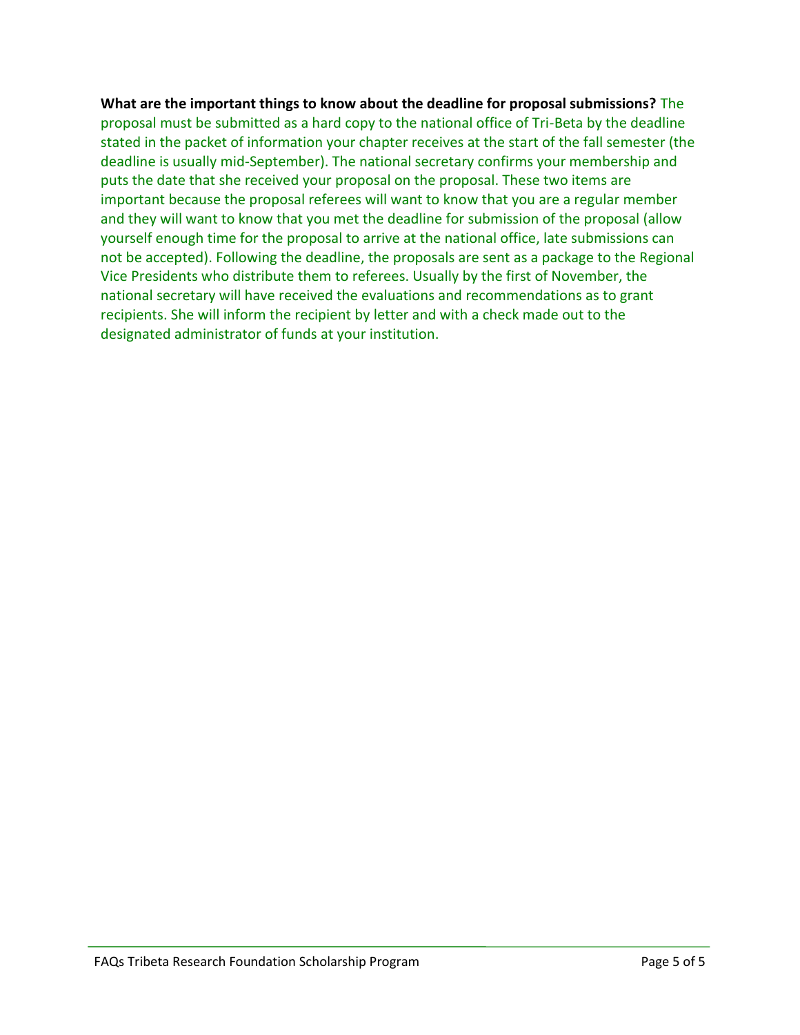**What are the important things to know about the deadline for proposal submissions?** The proposal must be submitted as a hard copy to the national office of Tri-Beta by the deadline stated in the packet of information your chapter receives at the start of the fall semester (the deadline is usually mid-September). The national secretary confirms your membership and puts the date that she received your proposal on the proposal. These two items are important because the proposal referees will want to know that you are a regular member and they will want to know that you met the deadline for submission of the proposal (allow yourself enough time for the proposal to arrive at the national office, late submissions can not be accepted). Following the deadline, the proposals are sent as a package to the Regional Vice Presidents who distribute them to referees. Usually by the first of November, the national secretary will have received the evaluations and recommendations as to grant recipients. She will inform the recipient by letter and with a check made out to the designated administrator of funds at your institution.